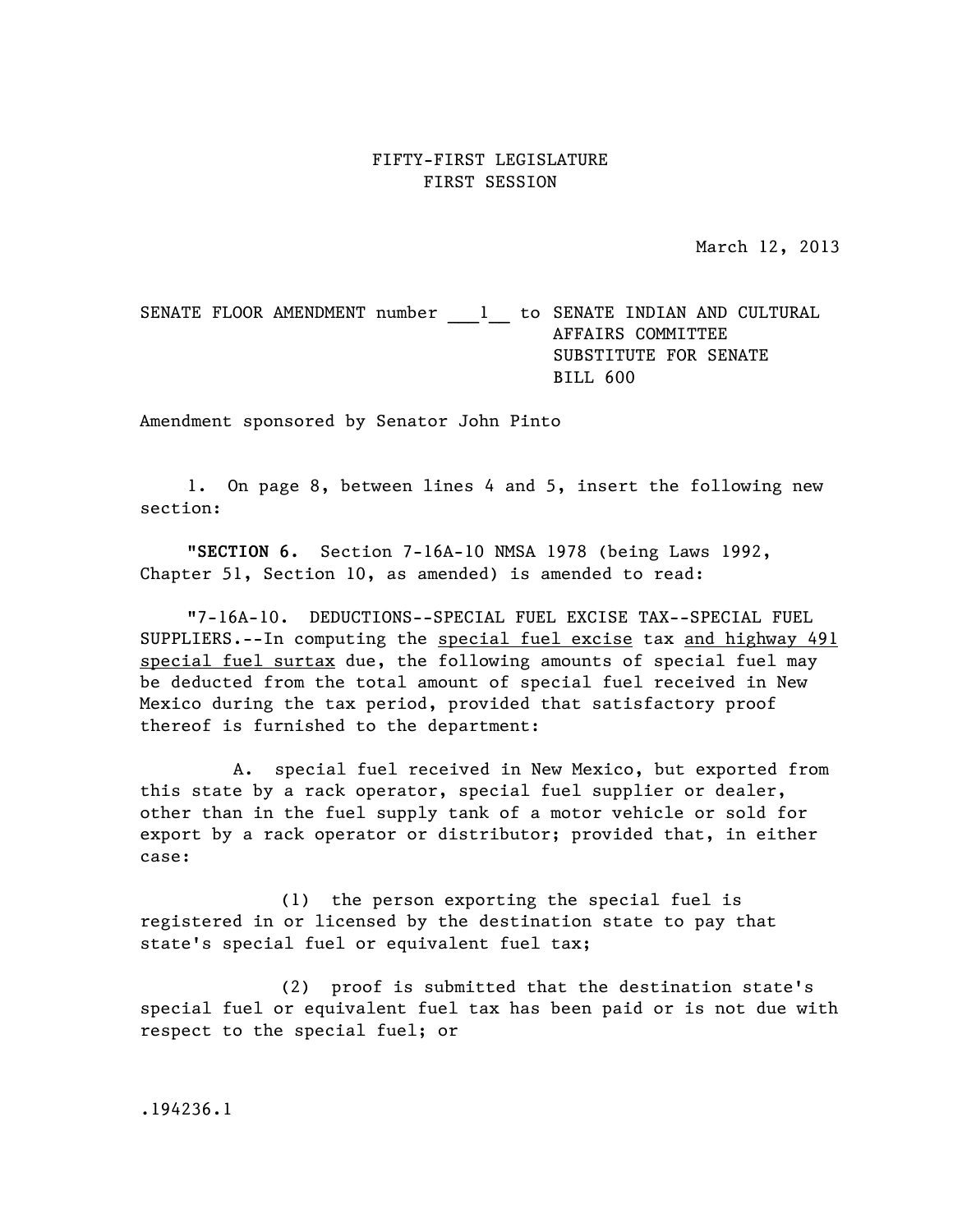FIFTY-FIRST LEGISLATURE
FIRST SESSION

March 12, 2013

SENATE FLOOR AMENDMENT number ___1__ to SENATE INDIAN AND CULTURAL AFFAIRS COMMITTEE SUBSTITUTE FOR SENATE BILL 600

Amendment sponsored by Senator John Pinto

1. On page 8, between lines 4 and 5, insert the following new section:

"**SECTION 6.** Section 7-16A-10 NMSA 1978 (being Laws 1992, Chapter 51, Section 10, as amended) is amended to read:

"7-16A-10. DEDUCTIONS--SPECIAL FUEL EXCISE TAX--SPECIAL FUEL SUPPLIERS.--In computing the special fuel excise tax and highway 491 special fuel surtax due, the following amounts of special fuel may be deducted from the total amount of special fuel received in New Mexico during the tax period, provided that satisfactory proof thereof is furnished to the department:

A. special fuel received in New Mexico, but exported from this state by a rack operator, special fuel supplier or dealer, other than in the fuel supply tank of a motor vehicle or sold for export by a rack operator or distributor; provided that, in either case:

(1) the person exporting the special fuel is registered in or licensed by the destination state to pay that state's special fuel or equivalent fuel tax;

(2) proof is submitted that the destination state's special fuel or equivalent fuel tax has been paid or is not due with respect to the special fuel; or

.194236.1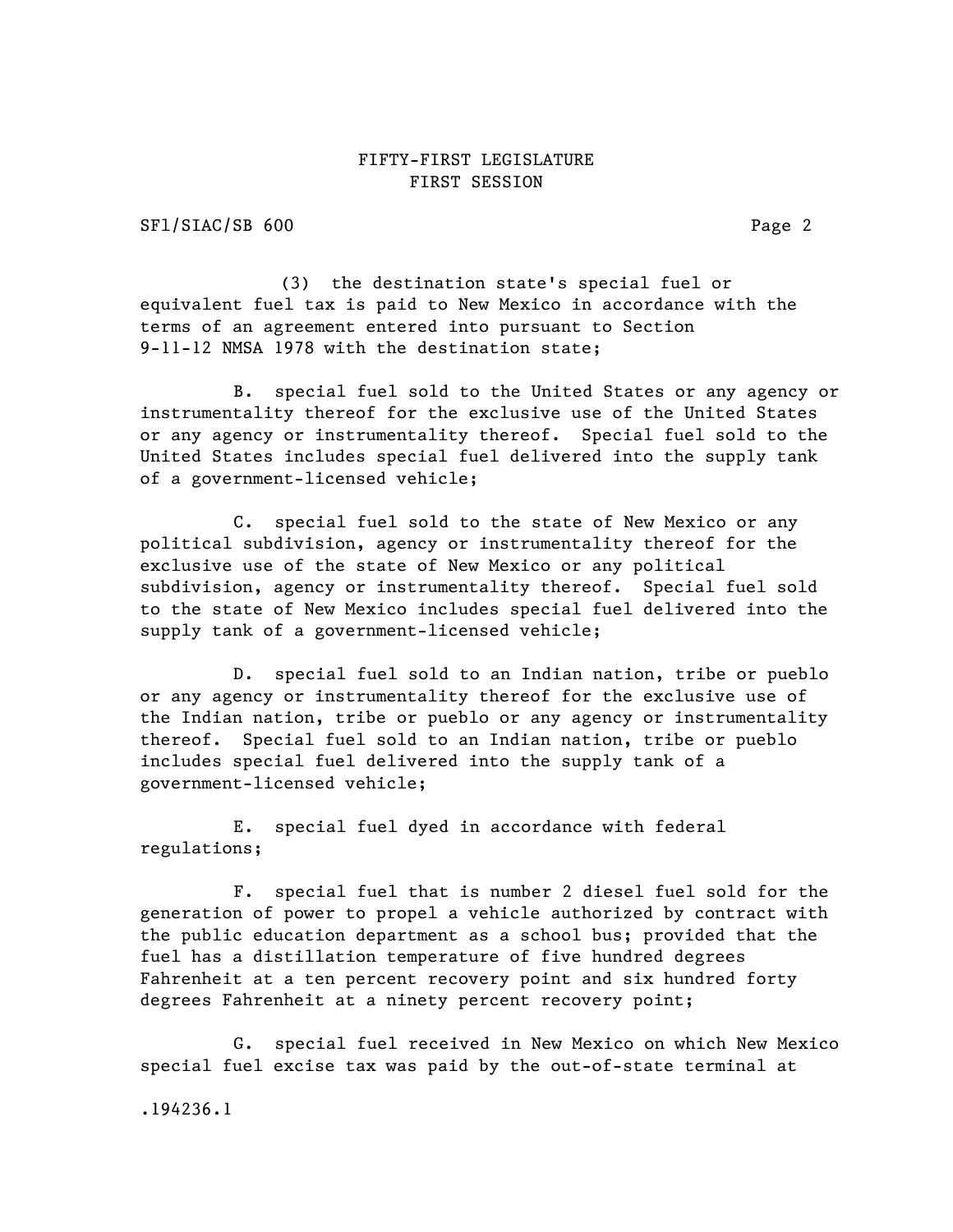(3) the destination state's special fuel or equivalent fuel tax is paid to New Mexico in accordance with the terms of an agreement entered into pursuant to Section 9-11-12 NMSA 1978 with the destination state;

B. special fuel sold to the United States or any agency or instrumentality thereof for the exclusive use of the United States or any agency or instrumentality thereof. Special fuel sold to the United States includes special fuel delivered into the supply tank of a government-licensed vehicle;

C. special fuel sold to the state of New Mexico or any political subdivision, agency or instrumentality thereof for the exclusive use of the state of New Mexico or any political subdivision, agency or instrumentality thereof. Special fuel sold to the state of New Mexico includes special fuel delivered into the supply tank of a government-licensed vehicle;

D. special fuel sold to an Indian nation, tribe or pueblo or any agency or instrumentality thereof for the exclusive use of the Indian nation, tribe or pueblo or any agency or instrumentality thereof. Special fuel sold to an Indian nation, tribe or pueblo includes special fuel delivered into the supply tank of a government-licensed vehicle;

E. special fuel dyed in accordance with federal regulations;

F. special fuel that is number 2 diesel fuel sold for the generation of power to propel a vehicle authorized by contract with the public education department as a school bus; provided that the fuel has a distillation temperature of five hundred degrees Fahrenheit at a ten percent recovery point and six hundred forty degrees Fahrenheit at a ninety percent recovery point;

G. special fuel received in New Mexico on which New Mexico special fuel excise tax was paid by the out-of-state terminal at

.194236.1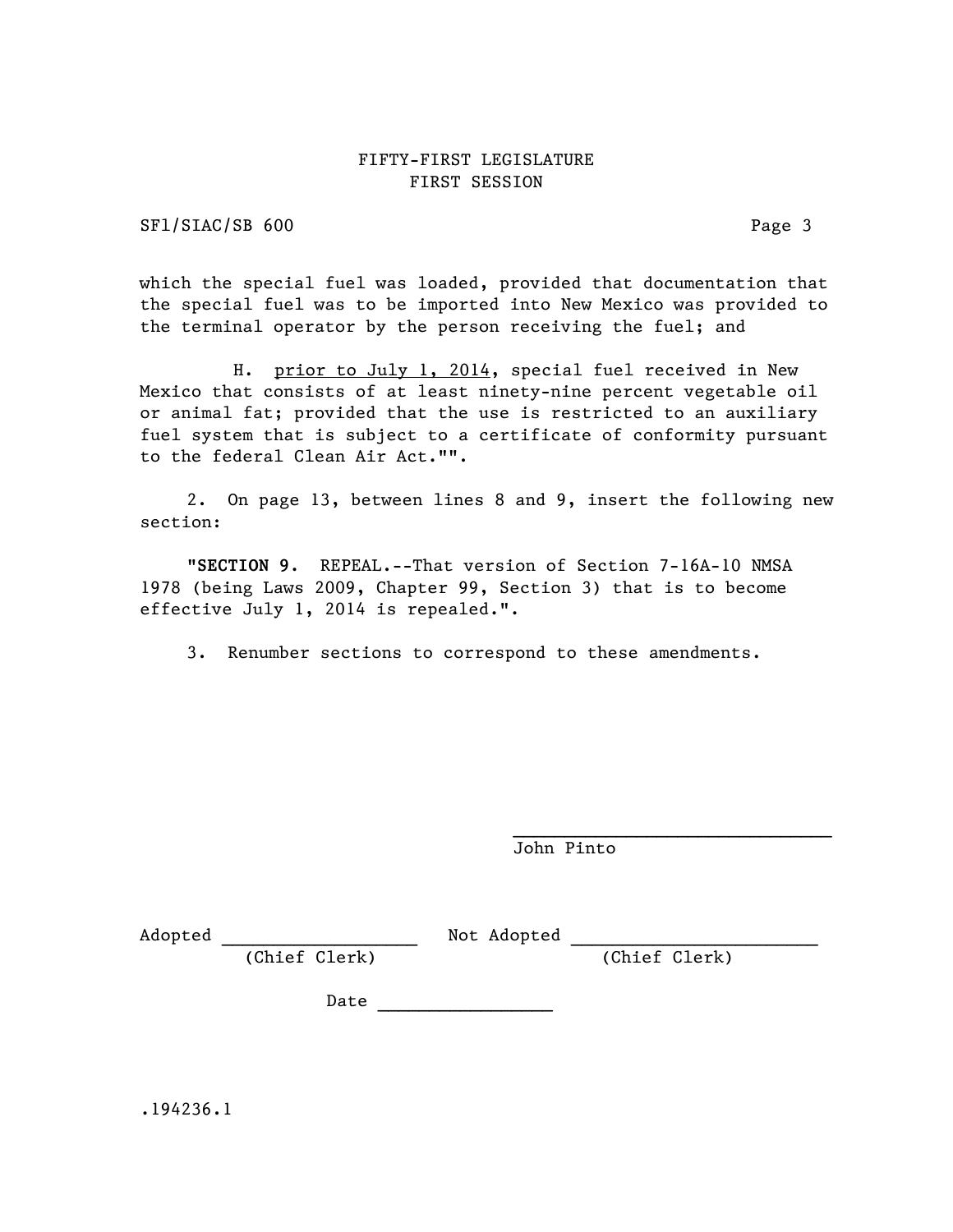FIFTY-FIRST LEGISLATURE
FIRST SESSION

SFl/SIAC/SB 600

which the special fuel was loaded, provided that documentation that the special fuel was to be imported into New Mexico was provided to the terminal operator by the person receiving the fuel; and

H. prior to July 1, 2014, special fuel received in New Mexico that consists of at least ninety-nine percent vegetable oil or animal fat; provided that the use is restricted to an auxiliary fuel system that is subject to a certificate of conformity pursuant to the federal Clean Air Act."".

2. On page 13, between lines 8 and 9, insert the following new section:

"**SECTION 9.** REPEAL.--That version of Section 7-16A-10 NMSA 1978 (being Laws 2009, Chapter 99, Section 3) that is to become effective July 1, 2014 is repealed.".

3. Renumber sections to correspond to these amendments.

______________________________
John Pinto

Adopted ___________________ Not Adopted ________________________
(Chief Clerk) (Chief Clerk)

Date _________________

.194236.1